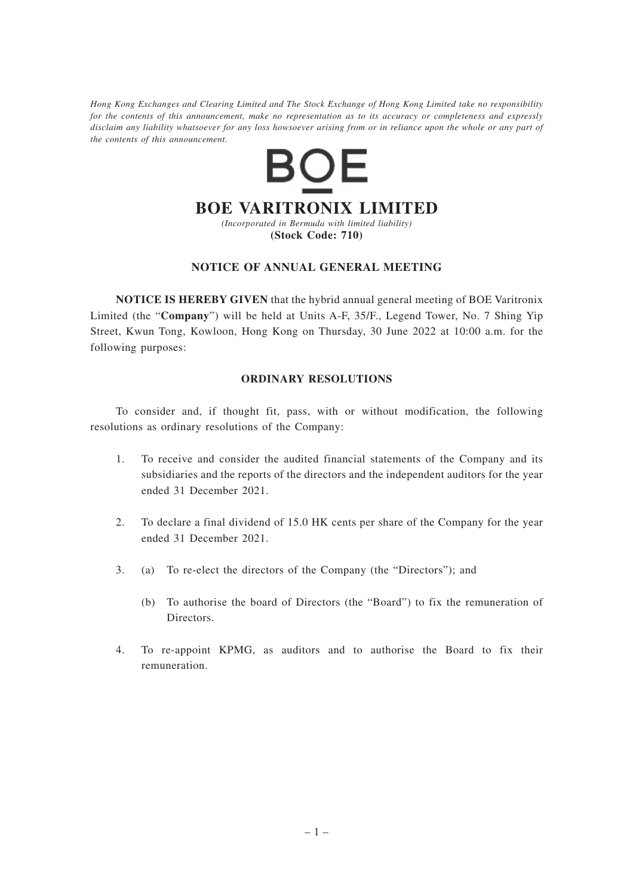*Hong Kong Exchanges and Clearing Limited and The Stock Exchange of Hong Kong Limited take no responsibility for the contents of this announcement, make no representation as to its accuracy or completeness and expressly disclaim any liability whatsoever for any loss howsoever arising from or in reliance upon the whole or any part of the contents of this announcement.*

# BOE VARITRONIX LIMITED

*(Incorporated in Bermuda with limited liability)*

**(Stock Code: 710)**

## NOTICE OF ANNUAL GENERAL MEETING

**NOTICE IS HEREBY GIVEN** that the hybrid annual general meeting of BOE Varitronix Limited (the "**Company**") will be held at Units A-F, 35/F., Legend Tower, No. 7 Shing Yip Street, Kwun Tong, Kowloon, Hong Kong on Thursday, 30 June 2022 at 10:00 a.m. for the following purposes:

### ORDINARY RESOLUTIONS

To consider and, if thought fit, pass, with or without modification, the following resolutions as ordinary resolutions of the Company:

1. To receive and consider the audited financial statements of the Company and its subsidiaries and the reports of the directors and the independent auditors for the year ended 31 December 2021.

2. To declare a final dividend of 15.0 HK cents per share of the Company for the year ended 31 December 2021.

3. (a) To re-elect the directors of the Company (the "Directors"); and

   (b) To authorise the board of Directors (the "Board") to fix the remuneration of Directors.

4. To re-appoint KPMG, as auditors and to authorise the Board to fix their remuneration.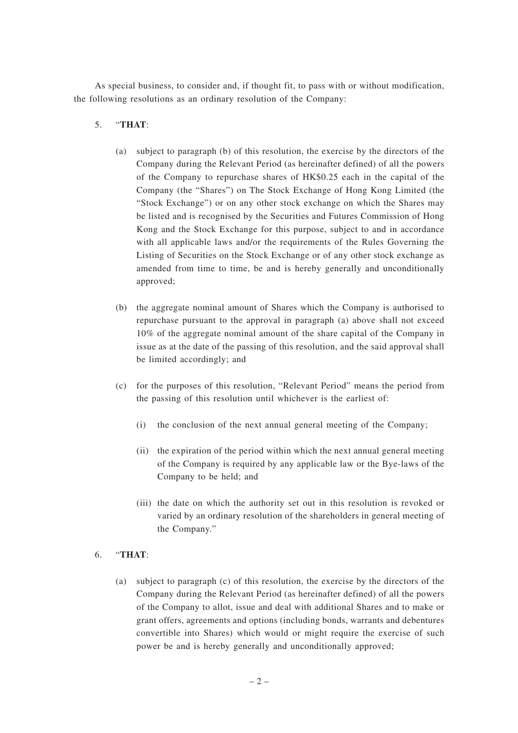As special business, to consider and, if thought fit, to pass with or without modification, the following resolutions as an ordinary resolution of the Company:

5. "**THAT**:

   (a) subject to paragraph (b) of this resolution, the exercise by the directors of the Company during the Relevant Period (as hereinafter defined) of all the powers of the Company to repurchase shares of HK$0.25 each in the capital of the Company (the "Shares") on The Stock Exchange of Hong Kong Limited (the "Stock Exchange") or on any other stock exchange on which the Shares may be listed and is recognised by the Securities and Futures Commission of Hong Kong and the Stock Exchange for this purpose, subject to and in accordance with all applicable laws and/or the requirements of the Rules Governing the Listing of Securities on the Stock Exchange or of any other stock exchange as amended from time to time, be and is hereby generally and unconditionally approved;

   (b) the aggregate nominal amount of Shares which the Company is authorised to repurchase pursuant to the approval in paragraph (a) above shall not exceed 10% of the aggregate nominal amount of the share capital of the Company in issue as at the date of the passing of this resolution, and the said approval shall be limited accordingly; and

   (c) for the purposes of this resolution, "Relevant Period" means the period from the passing of this resolution until whichever is the earliest of:

      (i) the conclusion of the next annual general meeting of the Company;

      (ii) the expiration of the period within which the next annual general meeting of the Company is required by any applicable law or the Bye-laws of the Company to be held; and

      (iii) the date on which the authority set out in this resolution is revoked or varied by an ordinary resolution of the shareholders in general meeting of the Company."

6. "**THAT**:

   (a) subject to paragraph (c) of this resolution, the exercise by the directors of the Company during the Relevant Period (as hereinafter defined) of all the powers of the Company to allot, issue and deal with additional Shares and to make or grant offers, agreements and options (including bonds, warrants and debentures convertible into Shares) which would or might require the exercise of such power be and is hereby generally and unconditionally approved;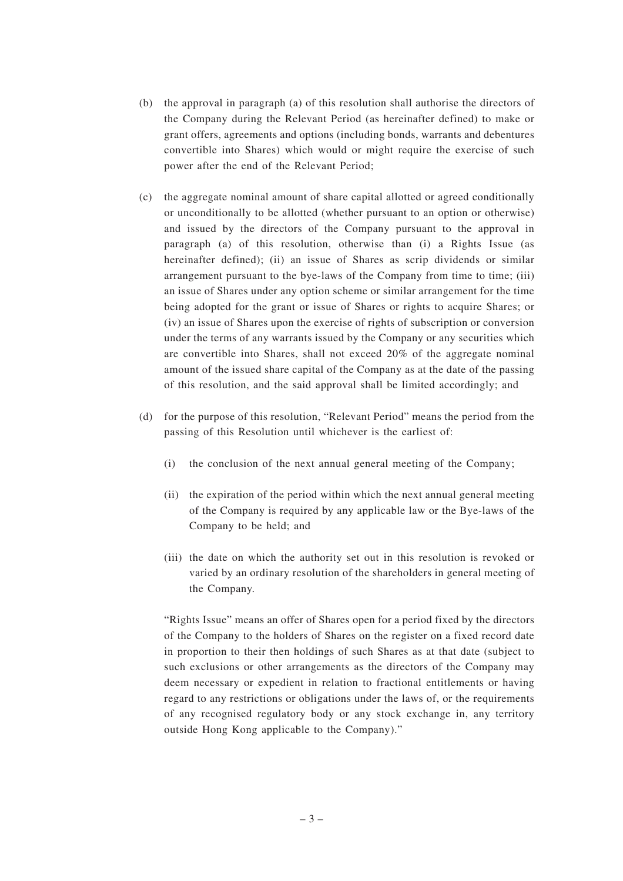(b) the approval in paragraph (a) of this resolution shall authorise the directors of the Company during the Relevant Period (as hereinafter defined) to make or grant offers, agreements and options (including bonds, warrants and debentures convertible into Shares) which would or might require the exercise of such power after the end of the Relevant Period;

(c) the aggregate nominal amount of share capital allotted or agreed conditionally or unconditionally to be allotted (whether pursuant to an option or otherwise) and issued by the directors of the Company pursuant to the approval in paragraph (a) of this resolution, otherwise than (i) a Rights Issue (as hereinafter defined); (ii) an issue of Shares as scrip dividends or similar arrangement pursuant to the bye-laws of the Company from time to time; (iii) an issue of Shares under any option scheme or similar arrangement for the time being adopted for the grant or issue of Shares or rights to acquire Shares; or (iv) an issue of Shares upon the exercise of rights of subscription or conversion under the terms of any warrants issued by the Company or any securities which are convertible into Shares, shall not exceed 20% of the aggregate nominal amount of the issued share capital of the Company as at the date of the passing of this resolution, and the said approval shall be limited accordingly; and

(d) for the purpose of this resolution, "Relevant Period" means the period from the passing of this Resolution until whichever is the earliest of:

   (i) the conclusion of the next annual general meeting of the Company;

   (ii) the expiration of the period within which the next annual general meeting of the Company is required by any applicable law or the Bye-laws of the Company to be held; and

   (iii) the date on which the authority set out in this resolution is revoked or varied by an ordinary resolution of the shareholders in general meeting of the Company.

   "Rights Issue" means an offer of Shares open for a period fixed by the directors of the Company to the holders of Shares on the register on a fixed record date in proportion to their then holdings of such Shares as at that date (subject to such exclusions or other arrangements as the directors of the Company may deem necessary or expedient in relation to fractional entitlements or having regard to any restrictions or obligations under the laws of, or the requirements of any recognised regulatory body or any stock exchange in, any territory outside Hong Kong applicable to the Company)."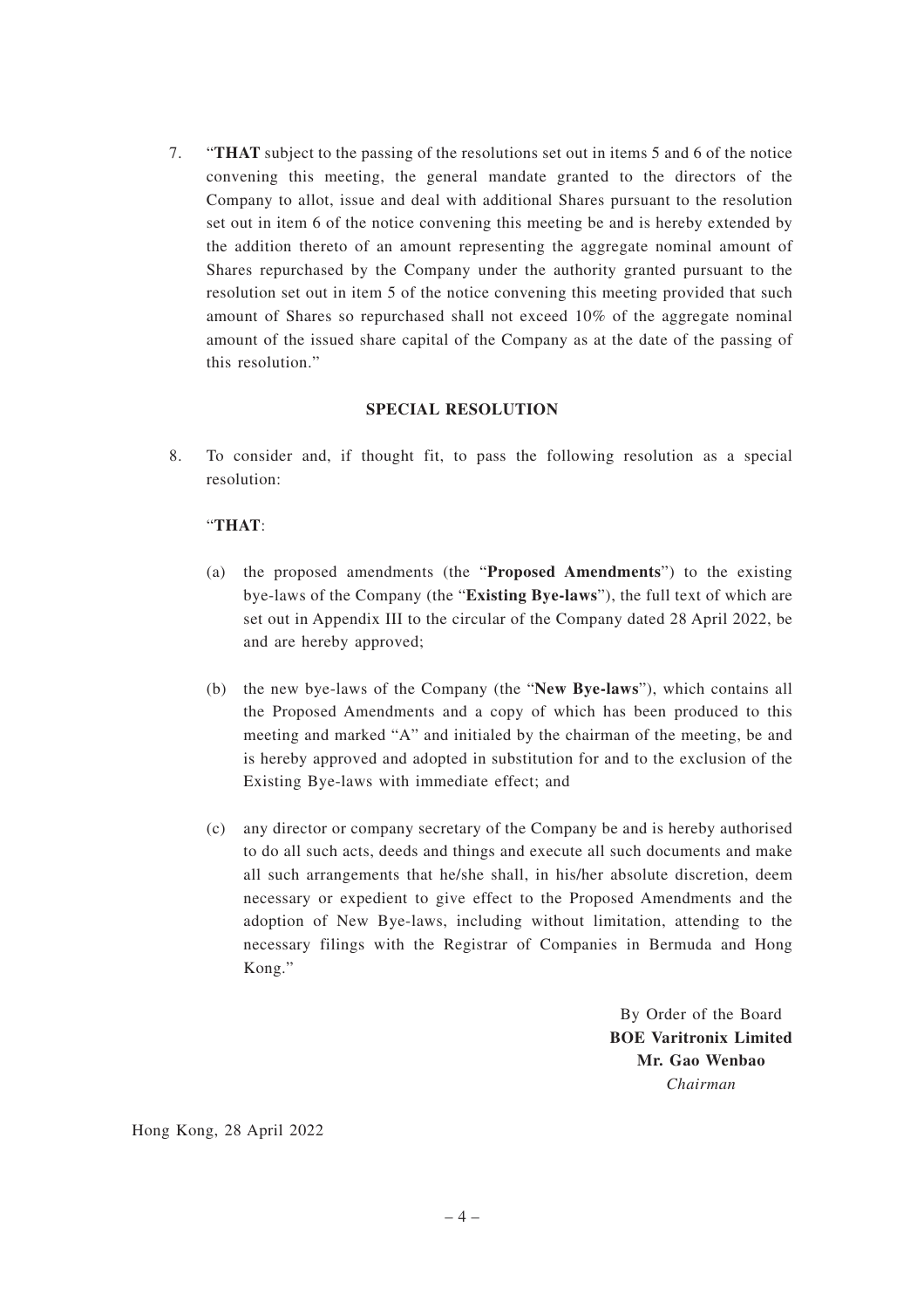7. "**THAT** subject to the passing of the resolutions set out in items 5 and 6 of the notice convening this meeting, the general mandate granted to the directors of the Company to allot, issue and deal with additional Shares pursuant to the resolution set out in item 6 of the notice convening this meeting be and is hereby extended by the addition thereto of an amount representing the aggregate nominal amount of Shares repurchased by the Company under the authority granted pursuant to the resolution set out in item 5 of the notice convening this meeting provided that such amount of Shares so repurchased shall not exceed 10% of the aggregate nominal amount of the issued share capital of the Company as at the date of the passing of this resolution."

**SPECIAL RESOLUTION**

8. To consider and, if thought fit, to pass the following resolution as a special resolution:

   "**THAT**:

   (a) the proposed amendments (the "**Proposed Amendments**") to the existing bye-laws of the Company (the "**Existing Bye-laws**"), the full text of which are set out in Appendix III to the circular of the Company dated 28 April 2022, be and are hereby approved;

   (b) the new bye-laws of the Company (the "**New Bye-laws**"), which contains all the Proposed Amendments and a copy of which has been produced to this meeting and marked "A" and initialed by the chairman of the meeting, be and is hereby approved and adopted in substitution for and to the exclusion of the Existing Bye-laws with immediate effect; and

   (c) any director or company secretary of the Company be and is hereby authorised to do all such acts, deeds and things and execute all such documents and make all such arrangements that he/she shall, in his/her absolute discretion, deem necessary or expedient to give effect to the Proposed Amendments and the adoption of New Bye-laws, including without limitation, attending to the necessary filings with the Registrar of Companies in Bermuda and Hong Kong."

By Order of the Board
**BOE Varitronix Limited**
**Mr. Gao Wenbao**
*Chairman*

Hong Kong, 28 April 2022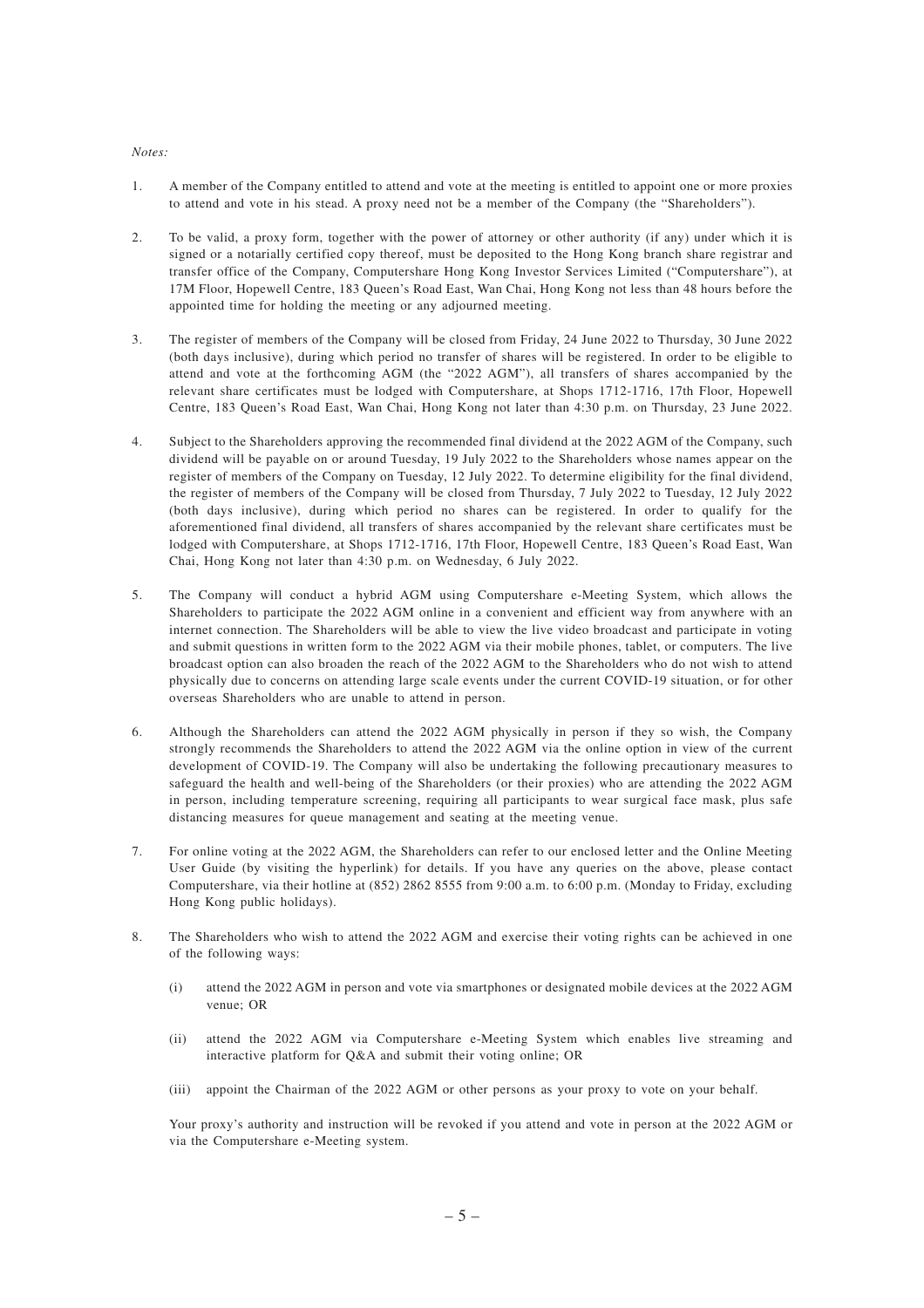*Notes:*

1. A member of the Company entitled to attend and vote at the meeting is entitled to appoint one or more proxies to attend and vote in his stead. A proxy need not be a member of the Company (the "Shareholders").

2. To be valid, a proxy form, together with the power of attorney or other authority (if any) under which it is signed or a notarially certified copy thereof, must be deposited to the Hong Kong branch share registrar and transfer office of the Company, Computershare Hong Kong Investor Services Limited ("Computershare"), at 17M Floor, Hopewell Centre, 183 Queen's Road East, Wan Chai, Hong Kong not less than 48 hours before the appointed time for holding the meeting or any adjourned meeting.

3. The register of members of the Company will be closed from Friday, 24 June 2022 to Thursday, 30 June 2022 (both days inclusive), during which period no transfer of shares will be registered. In order to be eligible to attend and vote at the forthcoming AGM (the "2022 AGM"), all transfers of shares accompanied by the relevant share certificates must be lodged with Computershare, at Shops 1712-1716, 17th Floor, Hopewell Centre, 183 Queen's Road East, Wan Chai, Hong Kong not later than 4:30 p.m. on Thursday, 23 June 2022.

4. Subject to the Shareholders approving the recommended final dividend at the 2022 AGM of the Company, such dividend will be payable on or around Tuesday, 19 July 2022 to the Shareholders whose names appear on the register of members of the Company on Tuesday, 12 July 2022. To determine eligibility for the final dividend, the register of members of the Company will be closed from Thursday, 7 July 2022 to Tuesday, 12 July 2022 (both days inclusive), during which period no shares can be registered. In order to qualify for the aforementioned final dividend, all transfers of shares accompanied by the relevant share certificates must be lodged with Computershare, at Shops 1712-1716, 17th Floor, Hopewell Centre, 183 Queen's Road East, Wan Chai, Hong Kong not later than 4:30 p.m. on Wednesday, 6 July 2022.

5. The Company will conduct a hybrid AGM using Computershare e-Meeting System, which allows the Shareholders to participate the 2022 AGM online in a convenient and efficient way from anywhere with an internet connection. The Shareholders will be able to view the live video broadcast and participate in voting and submit questions in written form to the 2022 AGM via their mobile phones, tablet, or computers. The live broadcast option can also broaden the reach of the 2022 AGM to the Shareholders who do not wish to attend physically due to concerns on attending large scale events under the current COVID-19 situation, or for other overseas Shareholders who are unable to attend in person.

6. Although the Shareholders can attend the 2022 AGM physically in person if they so wish, the Company strongly recommends the Shareholders to attend the 2022 AGM via the online option in view of the current development of COVID-19. The Company will also be undertaking the following precautionary measures to safeguard the health and well-being of the Shareholders (or their proxies) who are attending the 2022 AGM in person, including temperature screening, requiring all participants to wear surgical face mask, plus safe distancing measures for queue management and seating at the meeting venue.

7. For online voting at the 2022 AGM, the Shareholders can refer to our enclosed letter and the Online Meeting User Guide (by visiting the hyperlink) for details. If you have any queries on the above, please contact Computershare, via their hotline at (852) 2862 8555 from 9:00 a.m. to 6:00 p.m. (Monday to Friday, excluding Hong Kong public holidays).

8. The Shareholders who wish to attend the 2022 AGM and exercise their voting rights can be achieved in one of the following ways:

   (i) attend the 2022 AGM in person and vote via smartphones or designated mobile devices at the 2022 AGM venue; OR

   (ii) attend the 2022 AGM via Computershare e-Meeting System which enables live streaming and interactive platform for Q&A and submit their voting online; OR

   (iii) appoint the Chairman of the 2022 AGM or other persons as your proxy to vote on your behalf.

   Your proxy's authority and instruction will be revoked if you attend and vote in person at the 2022 AGM or via the Computershare e-Meeting system.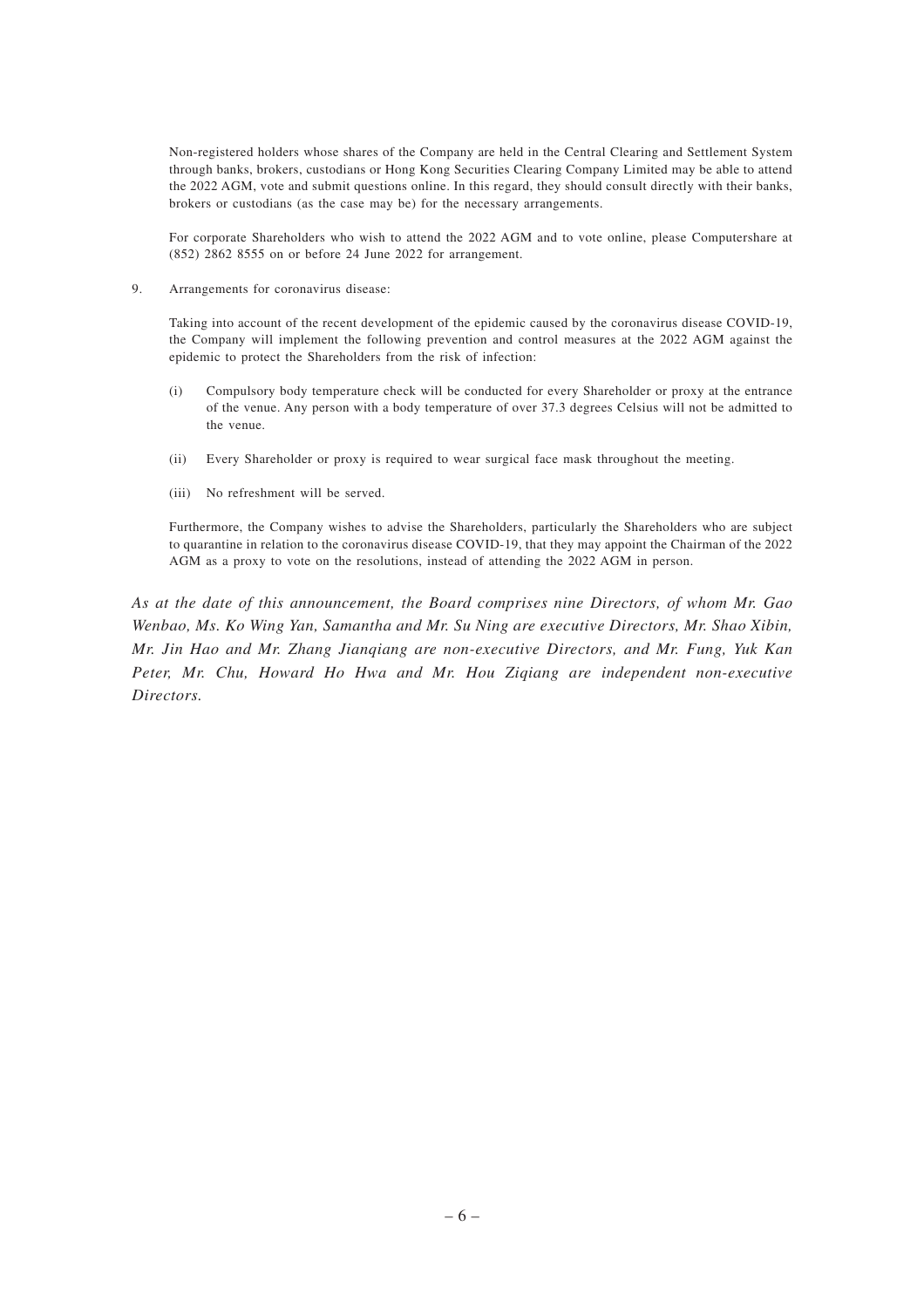Non-registered holders whose shares of the Company are held in the Central Clearing and Settlement System through banks, brokers, custodians or Hong Kong Securities Clearing Company Limited may be able to attend the 2022 AGM, vote and submit questions online. In this regard, they should consult directly with their banks, brokers or custodians (as the case may be) for the necessary arrangements.

For corporate Shareholders who wish to attend the 2022 AGM and to vote online, please Computershare at (852) 2862 8555 on or before 24 June 2022 for arrangement.

9. Arrangements for coronavirus disease:

Taking into account of the recent development of the epidemic caused by the coronavirus disease COVID-19, the Company will implement the following prevention and control measures at the 2022 AGM against the epidemic to protect the Shareholders from the risk of infection:

(i) Compulsory body temperature check will be conducted for every Shareholder or proxy at the entrance of the venue. Any person with a body temperature of over 37.3 degrees Celsius will not be admitted to the venue.

(ii) Every Shareholder or proxy is required to wear surgical face mask throughout the meeting.

(iii) No refreshment will be served.

Furthermore, the Company wishes to advise the Shareholders, particularly the Shareholders who are subject to quarantine in relation to the coronavirus disease COVID-19, that they may appoint the Chairman of the 2022 AGM as a proxy to vote on the resolutions, instead of attending the 2022 AGM in person.

*As at the date of this announcement, the Board comprises nine Directors, of whom Mr. Gao Wenbao, Ms. Ko Wing Yan, Samantha and Mr. Su Ning are executive Directors, Mr. Shao Xibin, Mr. Jin Hao and Mr. Zhang Jianqiang are non-executive Directors, and Mr. Fung, Yuk Kan Peter, Mr. Chu, Howard Ho Hwa and Mr. Hou Ziqiang are independent non-executive Directors.*